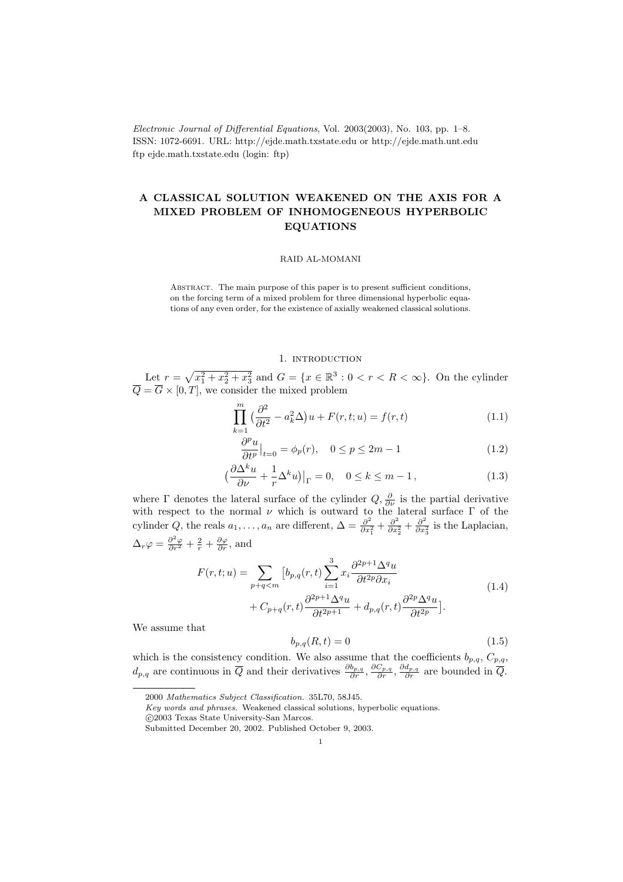*Electronic Journal of Differential Equations*, Vol. 2003(2003), No. 103, pp. 1–8.
ISSN: 1072-6691. URL: http://ejde.math.txstate.edu or http://ejde.math.unt.edu
ftp ejde.math.txstate.edu (login: ftp)

# A CLASSICAL SOLUTION WEAKENED ON THE AXIS FOR A MIXED PROBLEM OF INHOMOGENEOUS HYPERBOLIC EQUATIONS

RAID AL-MOMANI

Abstract. The main purpose of this paper is to present sufficient conditions, on the forcing term of a mixed problem for three dimensional hyperbolic equations of any even order, for the existence of axially weakened classical solutions.

## 1. Introduction

Let $r = \sqrt{x_1^2 + x_2^2 + x_3^2}$ and $G = \{x \in \mathbb{R}^3 : 0 < r < R < \infty\}$. On the cylinder $\overline{Q} = \overline{G} \times [0, T]$, we consider the mixed problem

$$\prod_{k=1}^{m} \big(\frac{\partial^2}{\partial t^2} - a_k^2 \Delta\big) u + F(r, t; u) = f(r, t) \tag{1.1}$$

$$\frac{\partial^p u}{\partial t^p}\big|_{t=0} = \phi_p(r), \quad 0 \le p \le 2m - 1 \tag{1.2}$$

$$\big(\frac{\partial \Delta^k u}{\partial \nu} + \frac{1}{r} \Delta^k u\big)\big|_{\Gamma} = 0, \quad 0 \le k \le m - 1\,, \tag{1.3}$$

where $\Gamma$ denotes the lateral surface of the cylinder $Q$, $\frac{\partial}{\partial \nu}$ is the partial derivative with respect to the normal $\nu$ which is outward to the lateral surface $\Gamma$ of the cylinder $Q$, the reals $a_1, \dots, a_n$ are different, $\Delta = \frac{\partial^2}{\partial x_1^2} + \frac{\partial^2}{\partial x_2^2} + \frac{\partial^2}{\partial x_3^2}$ is the Laplacian, $\Delta_r \varphi = \frac{\partial^2 \varphi}{\partial r^2} + \frac{2}{r} + \frac{\partial \varphi}{\partial r}$, and

$$\begin{aligned} F(r, t; u) = \sum_{p+q<m} \big[ b_{p,q}(r, t) \sum_{i=1}^{3} x_i \frac{\partial^{2p+1} \Delta^q u}{\partial t^{2p} \partial x_i} \\ + C_{p+q}(r, t) \frac{\partial^{2p+1} \Delta^q u}{\partial t^{2p+1}} + d_{p,q}(r, t) \frac{\partial^{2p} \Delta^q u}{\partial t^{2p}} \big]. \end{aligned} \tag{1.4}$$

We assume that

$$b_{p,q}(R, t) = 0 \tag{1.5}$$

which is the consistency condition. We also assume that the coefficients $b_{p,q}$, $C_{p,q}$, $d_{p,q}$ are continuous in $\overline{Q}$ and their derivatives $\frac{\partial b_{p,q}}{\partial r}$, $\frac{\partial C_{p,q}}{\partial r}$, $\frac{\partial d_{p,q}}{\partial r}$ are bounded in $\overline{Q}$.

---

2000 *Mathematics Subject Classification.* 35L70, 58J45.
*Key words and phrases.* Weakened classical solutions, hyperbolic equations.
©2003 Texas State University-San Marcos.
Submitted December 20, 2002. Published October 9, 2003.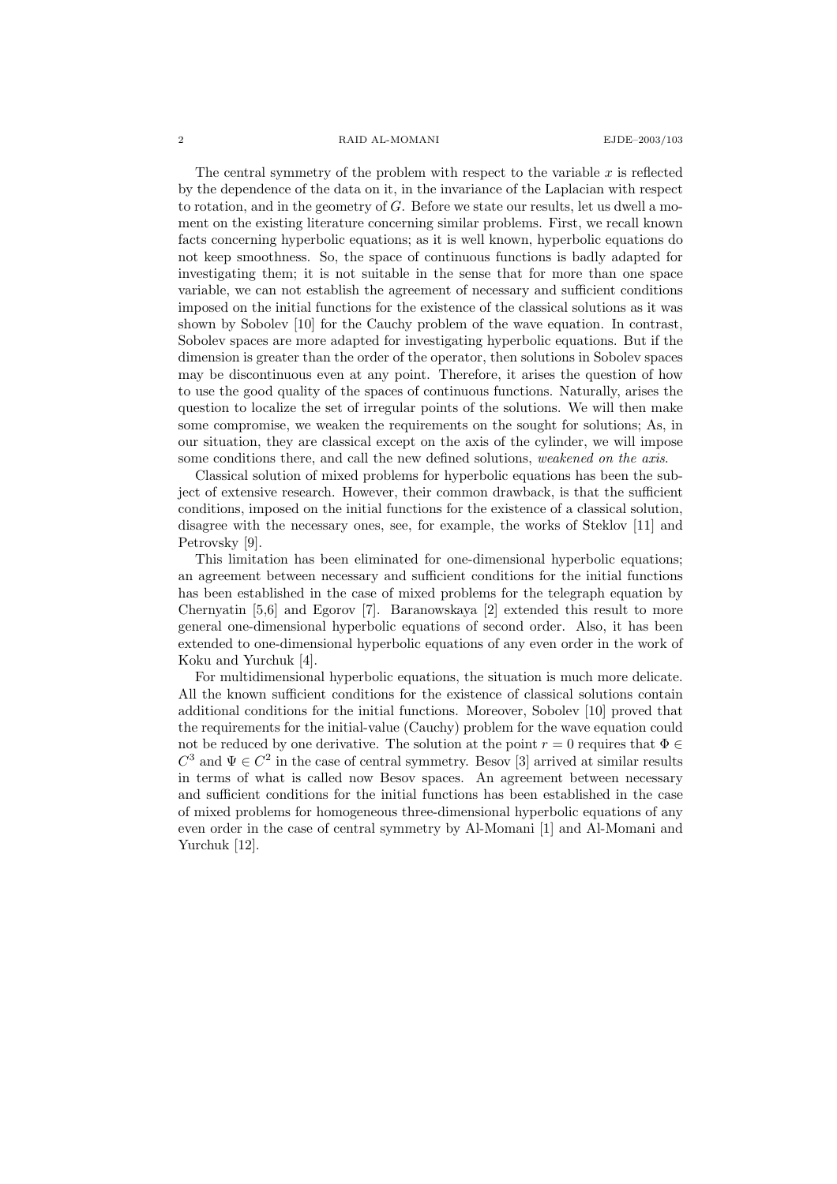The central symmetry of the problem with respect to the variable $x$ is reflected by the dependence of the data on it, in the invariance of the Laplacian with respect to rotation, and in the geometry of $G$. Before we state our results, let us dwell a moment on the existing literature concerning similar problems. First, we recall known facts concerning hyperbolic equations; as it is well known, hyperbolic equations do not keep smoothness. So, the space of continuous functions is badly adapted for investigating them; it is not suitable in the sense that for more than one space variable, we can not establish the agreement of necessary and sufficient conditions imposed on the initial functions for the existence of the classical solutions as it was shown by Sobolev [10] for the Cauchy problem of the wave equation. In contrast, Sobolev spaces are more adapted for investigating hyperbolic equations. But if the dimension is greater than the order of the operator, then solutions in Sobolev spaces may be discontinuous even at any point. Therefore, it arises the question of how to use the good quality of the spaces of continuous functions. Naturally, arises the question to localize the set of irregular points of the solutions. We will then make some compromise, we weaken the requirements on the sought for solutions; As, in our situation, they are classical except on the axis of the cylinder, we will impose some conditions there, and call the new defined solutions, *weakened on the axis*.

Classical solution of mixed problems for hyperbolic equations has been the subject of extensive research. However, their common drawback, is that the sufficient conditions, imposed on the initial functions for the existence of a classical solution, disagree with the necessary ones, see, for example, the works of Steklov [11] and Petrovsky [9].

This limitation has been eliminated for one-dimensional hyperbolic equations; an agreement between necessary and sufficient conditions for the initial functions has been established in the case of mixed problems for the telegraph equation by Chernyatin [5,6] and Egorov [7]. Baranowskaya [2] extended this result to more general one-dimensional hyperbolic equations of second order. Also, it has been extended to one-dimensional hyperbolic equations of any even order in the work of Koku and Yurchuk [4].

For multidimensional hyperbolic equations, the situation is much more delicate. All the known sufficient conditions for the existence of classical solutions contain additional conditions for the initial functions. Moreover, Sobolev [10] proved that the requirements for the initial-value (Cauchy) problem for the wave equation could not be reduced by one derivative. The solution at the point $r = 0$ requires that $\Phi \in C^3$ and $\Psi \in C^2$ in the case of central symmetry. Besov [3] arrived at similar results in terms of what is called now Besov spaces. An agreement between necessary and sufficient conditions for the initial functions has been established in the case of mixed problems for homogeneous three-dimensional hyperbolic equations of any even order in the case of central symmetry by Al-Momani [1] and Al-Momani and Yurchuk [12].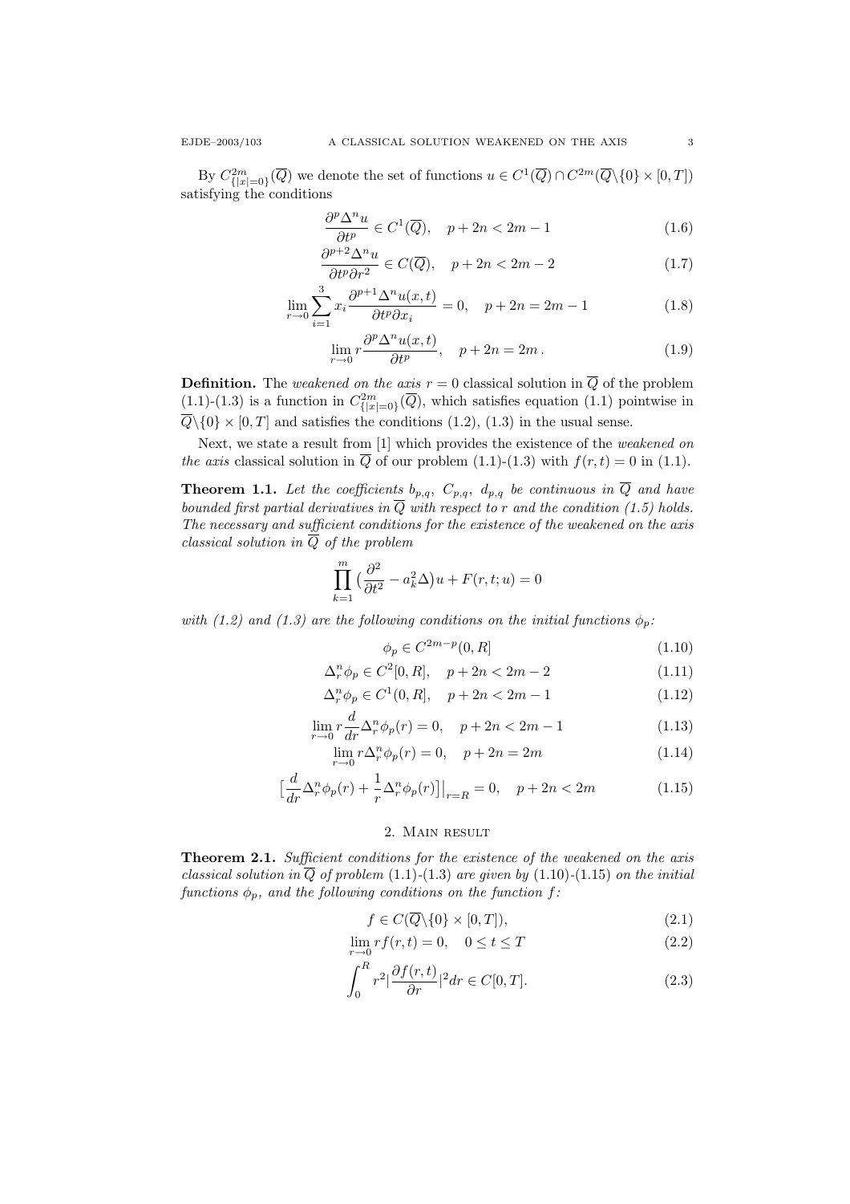By $C^{2m}_{\{|x|=0\}}(\overline{Q})$ we denote the set of functions $u \in C^1(\overline{Q}) \cap C^{2m}(\overline{Q}\backslash\{0\} \times [0,T])$ satisfying the conditions

$$\frac{\partial^p \Delta^n u}{\partial t^p} \in C^1(\overline{Q}), \quad p + 2n < 2m - 1 \tag{1.6}$$

$$\frac{\partial^{p+2} \Delta^n u}{\partial t^p \partial r^2} \in C(\overline{Q}), \quad p + 2n < 2m - 2 \tag{1.7}$$

$$\lim_{r\to 0} \sum_{i=1}^{3} x_i \frac{\partial^{p+1} \Delta^n u(x,t)}{\partial t^p \partial x_i} = 0, \quad p + 2n = 2m - 1 \tag{1.8}$$

$$\lim_{r\to 0} r \frac{\partial^p \Delta^n u(x,t)}{\partial t^p}, \quad p + 2n = 2m\,. \tag{1.9}$$

**Definition.** The *weakened on the axis* $r = 0$ classical solution in $\overline{Q}$ of the problem (1.1)-(1.3) is a function in $C^{2m}_{\{|x|=0\}}(\overline{Q})$, which satisfies equation (1.1) pointwise in $\overline{Q}\backslash\{0\} \times [0,T]$ and satisfies the conditions (1.2), (1.3) in the usual sense.

Next, we state a result from [1] which provides the existence of the *weakened on the axis* classical solution in $\overline{Q}$ of our problem (1.1)-(1.3) with $f(r,t) = 0$ in (1.1).

**Theorem 1.1.** *Let the coefficients $b_{p,q}$, $C_{p,q}$, $d_{p,q}$ be continuous in $\overline{Q}$ and have bounded first partial derivatives in $\overline{Q}$ with respect to $r$ and the condition (1.5) holds. The necessary and sufficient conditions for the existence of the weakened on the axis classical solution in $\overline{Q}$ of the problem*

$$\prod_{k=1}^{m} \big(\frac{\partial^2}{\partial t^2} - a_k^2 \Delta\big) u + F(r,t;u) = 0$$

*with (1.2) and (1.3) are the following conditions on the initial functions $\phi_p$:*

$$\phi_p \in C^{2m-p}(0,R] \tag{1.10}$$

$$\Delta_r^n \phi_p \in C^2[0,R], \quad p + 2n < 2m - 2 \tag{1.11}$$

$$\Delta_r^n \phi_p \in C^1(0,R], \quad p + 2n < 2m - 1 \tag{1.12}$$

$$\lim_{r\to 0} r \frac{d}{dr} \Delta_r^n \phi_p(r) = 0, \quad p + 2n < 2m - 1 \tag{1.13}$$

$$\lim_{r\to 0} r \Delta_r^n \phi_p(r) = 0, \quad p + 2n = 2m \tag{1.14}$$

$$\big[\frac{d}{dr} \Delta_r^n \phi_p(r) + \frac{1}{r} \Delta_r^n \phi_p(r)\big]\big|_{r=R} = 0, \quad p + 2n < 2m \tag{1.15}$$

## 2. Main result

**Theorem 2.1.** *Sufficient conditions for the existence of the weakened on the axis classical solution in $\overline{Q}$ of problem* (1.1)-(1.3) *are given by* (1.10)-(1.15) *on the initial functions $\phi_p$, and the following conditions on the function $f$:*

$$f \in C(\overline{Q}\backslash\{0\} \times [0,T]), \tag{2.1}$$

$$\lim_{r\to 0} r f(r,t) = 0, \quad 0 \le t \le T \tag{2.2}$$

$$\int_0^R r^2 \big|\frac{\partial f(r,t)}{\partial r}\big|^2 dr \in C[0,T]. \tag{2.3}$$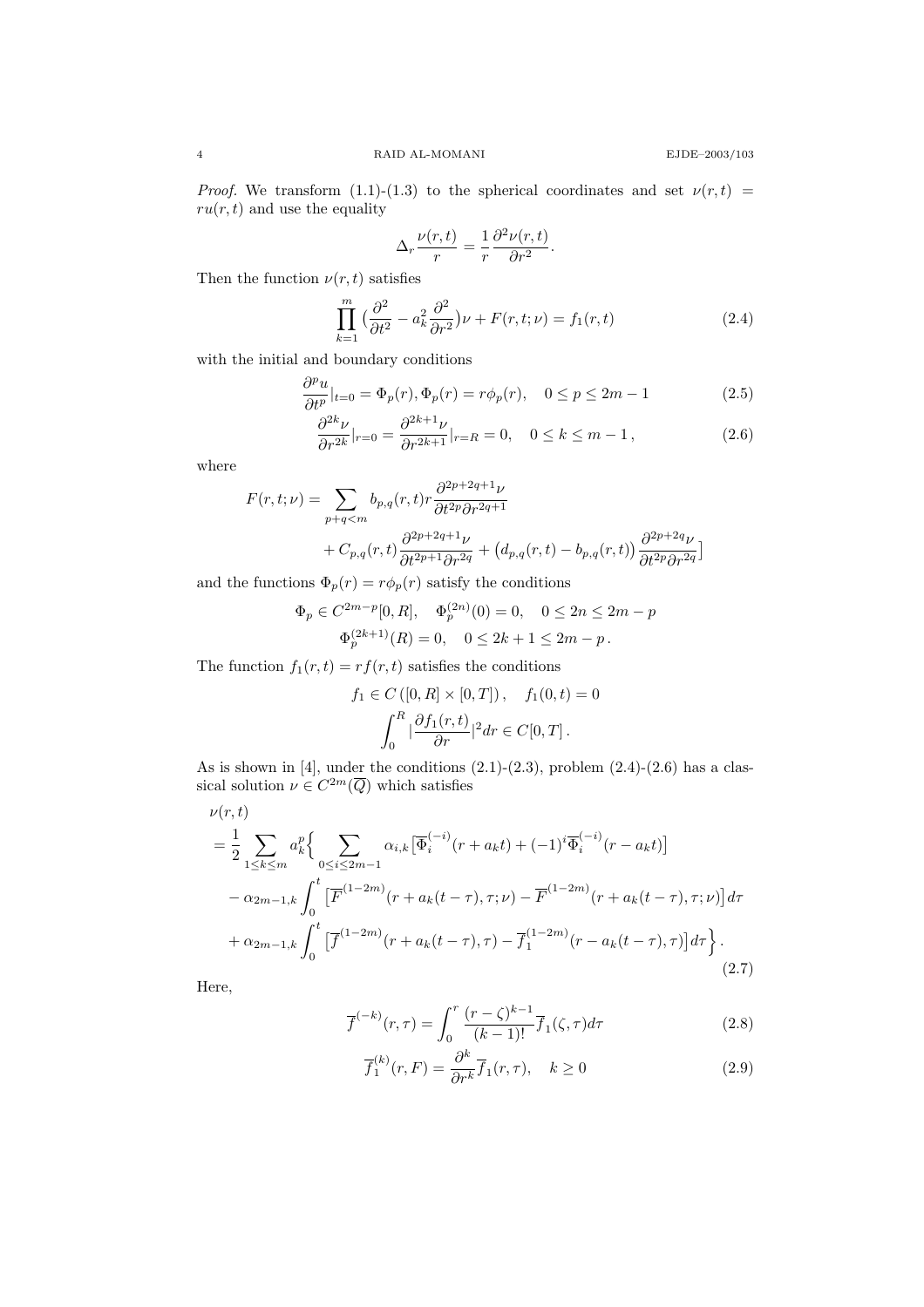*Proof.* We transform (1.1)-(1.3) to the spherical coordinates and set $\nu(r,t) = ru(r,t)$ and use the equality

$$\Delta_r \frac{\nu(r,t)}{r} = \frac{1}{r}\frac{\partial^2 \nu(r,t)}{\partial r^2}.$$

Then the function $\nu(r,t)$ satisfies

$$\prod_{k=1}^{m}\big(\frac{\partial^2}{\partial t^2} - a_k^2\frac{\partial^2}{\partial r^2}\big)\nu + F(r,t;\nu) = f_1(r,t) \tag{2.4}$$

with the initial and boundary conditions

$$\frac{\partial^p u}{\partial t^p}|_{t=0} = \Phi_p(r), \Phi_p(r) = r\phi_p(r), \quad 0 \le p \le 2m-1 \tag{2.5}$$

$$\frac{\partial^{2k}\nu}{\partial r^{2k}}|_{r=0} = \frac{\partial^{2k+1}\nu}{\partial r^{2k+1}}|_{r=R} = 0, \quad 0 \le k \le m-1\,, \tag{2.6}$$

where

$$\begin{aligned}
F(r,t;\nu) = \sum_{p+q<m} & b_{p,q}(r,t)r\frac{\partial^{2p+2q+1}\nu}{\partial t^{2p}\partial r^{2q+1}} \\
&+ C_{p,q}(r,t)\frac{\partial^{2p+2q+1}\nu}{\partial t^{2p+1}\partial r^{2q}} + \big(d_{p,q}(r,t) - b_{p,q}(r,t)\big)\frac{\partial^{2p+2q}\nu}{\partial t^{2p}\partial r^{2q}}\big]
\end{aligned}$$

and the functions $\Phi_p(r) = r\phi_p(r)$ satisfy the conditions

$$\Phi_p \in C^{2m-p}[0,R], \quad \Phi_p^{(2n)}(0) = 0, \quad 0 \le 2n \le 2m-p$$
$$\Phi_p^{(2k+1)}(R) = 0, \quad 0 \le 2k+1 \le 2m-p\,.$$

The function $f_1(r,t) = rf(r,t)$ satisfies the conditions

$$f_1 \in C\left([0,R]\times[0,T]\right), \quad f_1(0,t) = 0$$
$$\int_0^R |\frac{\partial f_1(r,t)}{\partial r}|^2 dr \in C[0,T]\,.$$

As is shown in [4], under the conditions (2.1)-(2.3), problem (2.4)-(2.6) has a classical solution $\nu \in C^{2m}(\overline{Q})$ which satisfies

$$\begin{aligned}
&\nu(r,t) \\
&= \frac{1}{2}\sum_{1\le k\le m} a_k^p\Big\{\sum_{0\le i\le 2m-1}\alpha_{i,k}\big[\overline{\Phi}_i^{(-i)}(r+a_kt) + (-1)^i\overline{\Phi}_i^{(-i)}(r-a_kt)\big] \\
&\quad - \alpha_{2m-1,k}\int_0^t \big[\overline{F}^{(1-2m)}(r+a_k(t-\tau),\tau;\nu) - \overline{F}^{(1-2m)}(r+a_k(t-\tau),\tau;\nu)\big]d\tau \\
&\quad + \alpha_{2m-1,k}\int_0^t \big[\overline{f}^{(1-2m)}(r+a_k(t-\tau),\tau) - \overline{f}_1^{(1-2m)}(r-a_k(t-\tau),\tau)\big]d\tau\Big\}\,.
\end{aligned} \tag{2.7}$$

Here,

$$\overline{f}^{(-k)}(r,\tau) = \int_0^r \frac{(r-\zeta)^{k-1}}{(k-1)!}\overline{f}_1(\zeta,\tau)d\tau \tag{2.8}$$

$$\overline{f}_1^{(k)}(r,F) = \frac{\partial^k}{\partial r^k}\overline{f}_1(r,\tau), \quad k \ge 0 \tag{2.9}$$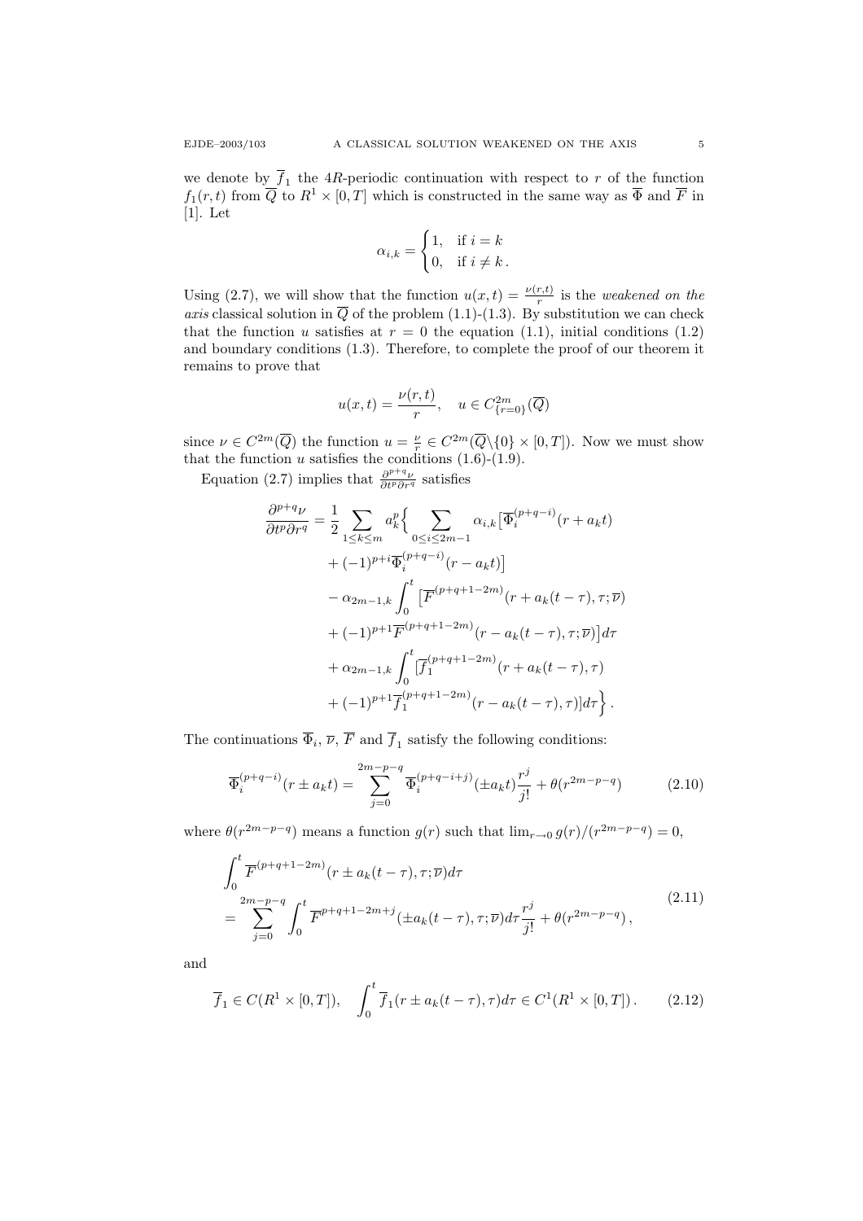we denote by $\overline{f}_1$ the $4R$-periodic continuation with respect to $r$ of the function $f_1(r,t)$ from $\overline{Q}$ to $R^1 \times [0,T]$ which is constructed in the same way as $\overline{\Phi}$ and $\overline{F}$ in [1]. Let

$$\alpha_{i,k} = \begin{cases} 1, & \text{if } i = k \\ 0, & \text{if } i \neq k\,. \end{cases}$$

Using (2.7), we will show that the function $u(x,t) = \frac{\nu(r,t)}{r}$ is the *weakened on the axis* classical solution in $\overline{Q}$ of the problem (1.1)-(1.3). By substitution we can check that the function $u$ satisfies at $r=0$ the equation (1.1), initial conditions (1.2) and boundary conditions (1.3). Therefore, to complete the proof of our theorem it remains to prove that

$$u(x,t) = \frac{\nu(r,t)}{r}, \quad u \in C^{2m}_{\{r=0\}}(\overline{Q})$$

since $\nu \in C^{2m}(\overline{Q})$ the function $u = \frac{\nu}{r} \in C^{2m}(\overline{Q}\backslash\{0\} \times [0,T])$. Now we must show that the function $u$ satisfies the conditions (1.6)-(1.9).

Equation (2.7) implies that $\frac{\partial^{p+q}\nu}{\partial t^p \partial r^q}$ satisfies

$$\begin{aligned}
\frac{\partial^{p+q}\nu}{\partial t^p \partial r^q} = \frac{1}{2} \sum_{1 \le k \le m} a_k^p \Big\{ & \sum_{0 \le i \le 2m-1} \alpha_{i,k} \big[ \overline{\Phi}_i^{(p+q-i)}(r + a_k t) \\
& + (-1)^{p+i} \overline{\Phi}_i^{(p+q-i)}(r - a_k t) \big] \\
& - \alpha_{2m-1,k} \int_0^t \big[ \overline{F}^{(p+q+1-2m)}(r + a_k(t-\tau), \tau; \overline{\nu}) \\
& + (-1)^{p+1} \overline{F}^{(p+q+1-2m)}(r - a_k(t-\tau), \tau; \overline{\nu}) \big] d\tau \\
& + \alpha_{2m-1,k} \int_0^t [\overline{f}_1^{(p+q+1-2m)}(r + a_k(t-\tau), \tau) \\
& + (-1)^{p+1} \overline{f}_1^{(p+q+1-2m)}(r - a_k(t-\tau), \tau)] d\tau \Big\}\,.
\end{aligned}$$

The continuations $\overline{\Phi}_i$, $\overline{\nu}$, $\overline{F}$ and $\overline{f}_1$ satisfy the following conditions:

$$\overline{\Phi}_i^{(p+q-i)}(r \pm a_k t) = \sum_{j=0}^{2m-p-q} \overline{\Phi}_i^{(p+q-i+j)}(\pm a_k t) \frac{r^j}{j!} + \theta(r^{2m-p-q}) \tag{2.10}$$

where $\theta(r^{2m-p-q})$ means a function $g(r)$ such that $\lim_{r\to 0} g(r)/(r^{2m-p-q}) = 0$,

$$\begin{aligned}
& \int_0^t \overline{F}^{(p+q+1-2m)}(r \pm a_k(t-\tau), \tau; \overline{\nu}) d\tau \\
& = \sum_{j=0}^{2m-p-q} \int_0^t \overline{F}^{p+q+1-2m+j}(\pm a_k(t-\tau), \tau; \overline{\nu}) d\tau \frac{r^j}{j!} + \theta(r^{2m-p-q})\,,
\end{aligned} \tag{2.11}$$

and

$$\overline{f}_1 \in C(R^1 \times [0,T]), \quad \int_0^t \overline{f}_1(r \pm a_k(t-\tau), \tau) d\tau \in C^1(R^1 \times [0,T])\,. \tag{2.12}$$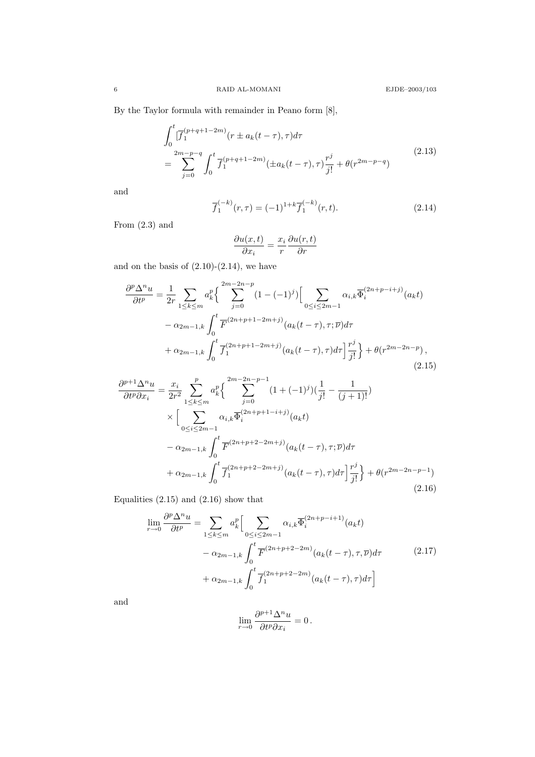By the Taylor formula with remainder in Peano form [8],

$$
\begin{aligned}
&\int_0^t [\overline{f}_1^{(p+q+1-2m)}(r \pm a_k(t-\tau),\tau)d\tau \\
&= \sum_{j=0}^{2m-p-q} \int_0^t \overline{f}_1^{(p+q+1-2m)}(\pm a_k(t-\tau),\tau)\frac{r^j}{j!} + \theta(r^{2m-p-q})
\end{aligned}
\tag{2.13}
$$

and

$$
\overline{f}_1^{(-k)}(r,\tau) = (-1)^{1+k}\overline{f}_1^{(-k)}(r,t). \tag{2.14}
$$

From (2.3) and

$$
\frac{\partial u(x,t)}{\partial x_i} = \frac{x_i}{r}\frac{\partial u(r,t)}{\partial r}
$$

and on the basis of (2.10)-(2.14), we have

$$
\begin{aligned}
\frac{\partial^p \Delta^n u}{\partial t^p} &= \frac{1}{2r}\sum_{1\le k\le m} a_k^p \Big\{ \sum_{j=0}^{2m-2n-p} (1-(-1)^j)\Big[ \sum_{0\le i\le 2m-1} \alpha_{i,k}\overline{\Phi}_i^{(2n+p-i+j)}(a_k t) \\
&\quad - \alpha_{2m-1,k}\int_0^t \overline{F}^{(2n+p+1-2m+j)}(a_k(t-\tau),\tau;\overline{\nu})d\tau \\
&\quad + \alpha_{2m-1,k}\int_0^t \overline{f}_1^{(2n+p+1-2m+j)}(a_k(t-\tau),\tau)d\tau\Big]\frac{r^j}{j!}\Big\} + \theta(r^{2m-2n-p}),
\end{aligned}
\tag{2.15}
$$

$$
\begin{aligned}
\frac{\partial^{p+1}\Delta^n u}{\partial t^p \partial x_i} &= \frac{x_i}{2r^2}\sum_{1\le k\le m}^{p} a_k^p \Big\{ \sum_{j=0}^{2m-2n-p-1} (1+(-1)^j)(\frac{1}{j!} - \frac{1}{(j+1)!}) \\
&\quad \times \Big[ \sum_{0\le i\le 2m-1} \alpha_{i,k}\overline{\Phi}_i^{(2n+p+1-i+j)}(a_k t) \\
&\quad - \alpha_{2m-1,k}\int_0^t \overline{F}^{(2n+p+2-2m+j)}(a_k(t-\tau),\tau;\overline{\nu})d\tau \\
&\quad + \alpha_{2m-1,k}\int_0^t \overline{f}_1^{(2n+p+2-2m+j)}(a_k(t-\tau),\tau)d\tau\Big]\frac{r^j}{j!}\Big\} + \theta(r^{2m-2n-p-1})
\end{aligned}
\tag{2.16}
$$

Equalities (2.15) and (2.16) show that

$$
\begin{aligned}
\lim_{r\to 0}\frac{\partial^p \Delta^n u}{\partial t^p} &= \sum_{1\le k\le m} a_k^p \Big[ \sum_{0\le i\le 2m-1} \alpha_{i,k}\overline{\Phi}_i^{(2n+p-i+1)}(a_k t) \\
&\quad - \alpha_{2m-1,k}\int_0^t \overline{F}^{(2n+p+2-2m)}(a_k(t-\tau),\tau,\overline{\nu})d\tau \\
&\quad + \alpha_{2m-1,k}\int_0^t \overline{f}_1^{(2n+p+2-2m)}(a_k(t-\tau),\tau)d\tau\Big]
\end{aligned}
\tag{2.17}
$$

and

$$
\lim_{r\to 0}\frac{\partial^{p+1}\Delta^n u}{\partial t^p \partial x_i} = 0\,.
$$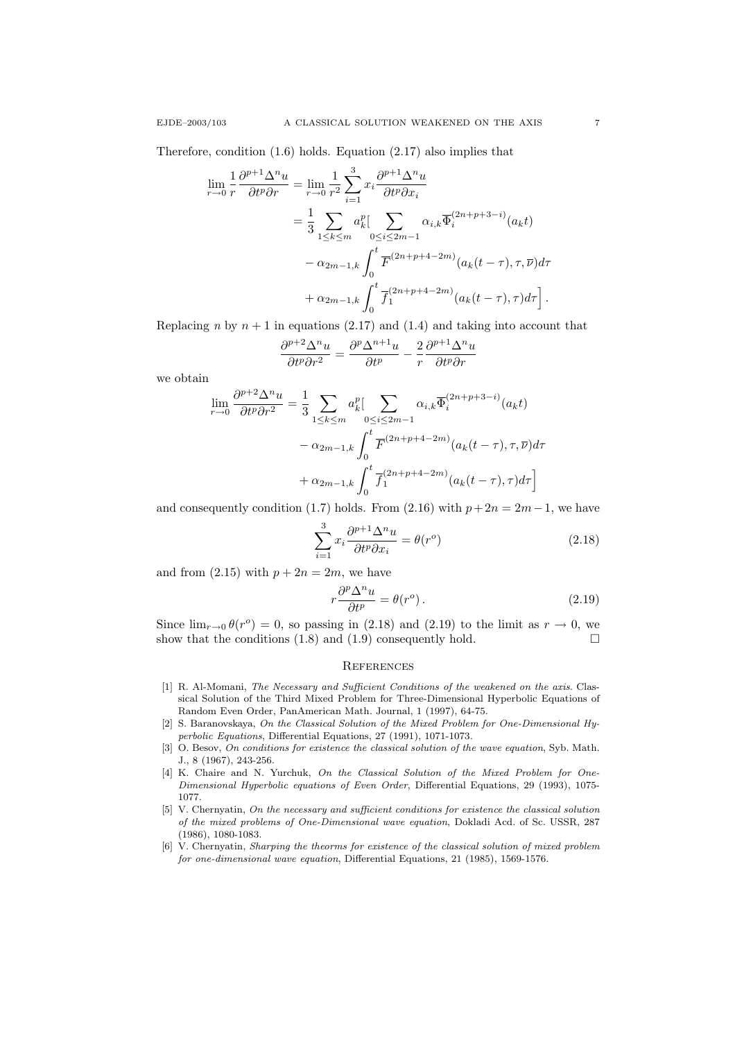Therefore, condition (1.6) holds. Equation (2.17) also implies that

$$
\begin{aligned}
\lim_{r\to 0}\frac{1}{r}\frac{\partial^{p+1}\Delta^n u}{\partial t^p\partial r} &= \lim_{r\to 0}\frac{1}{r^2}\sum_{i=1}^{3}x_i\frac{\partial^{p+1}\Delta^n u}{\partial t^p\partial x_i}\\
&= \frac{1}{3}\sum_{1\le k\le m}a_k^p\Big[\sum_{0\le i\le 2m-1}\alpha_{i,k}\overline{\Phi}_i^{(2n+p+3-i)}(a_k t)\\
&\quad - \alpha_{2m-1,k}\int_0^t\overline{F}^{(2n+p+4-2m)}(a_k(t-\tau),\tau,\overline{\nu})d\tau\\
&\quad + \alpha_{2m-1,k}\int_0^t\overline{f}_1^{(2n+p+4-2m)}(a_k(t-\tau),\tau)d\tau\Big].
\end{aligned}
$$

Replacing $n$ by $n+1$ in equations (2.17) and (1.4) and taking into account that

$$
\frac{\partial^{p+2}\Delta^n u}{\partial t^p\partial r^2} = \frac{\partial^p\Delta^{n+1}u}{\partial t^p} - \frac{2}{r}\frac{\partial^{p+1}\Delta^n u}{\partial t^p\partial r}
$$

we obtain

$$
\begin{aligned}
\lim_{r\to 0}\frac{\partial^{p+2}\Delta^n u}{\partial t^p\partial r^2} &= \frac{1}{3}\sum_{1\le k\le m}a_k^p\Big[\sum_{0\le i\le 2m-1}\alpha_{i,k}\overline{\Phi}_i^{(2n+p+3-i)}(a_k t)\\
&\quad - \alpha_{2m-1,k}\int_0^t\overline{F}^{(2n+p+4-2m)}(a_k(t-\tau),\tau,\overline{\nu})d\tau\\
&\quad + \alpha_{2m-1,k}\int_0^t\overline{f}_1^{(2n+p+4-2m)}(a_k(t-\tau),\tau)d\tau\Big]
\end{aligned}
$$

and consequently condition (1.7) holds. From (2.16) with $p+2n=2m-1$, we have

$$
\sum_{i=1}^{3}x_i\frac{\partial^{p+1}\Delta^n u}{\partial t^p\partial x_i} = \theta(r^o) \tag{2.18}
$$

and from (2.15) with $p+2n=2m$, we have

$$
r\frac{\partial^p\Delta^n u}{\partial t^p} = \theta(r^o). \tag{2.19}
$$

Since $\lim_{r\to 0}\theta(r^o)=0$, so passing in (2.18) and (2.19) to the limit as $r\to 0$, we show that the conditions (1.8) and (1.9) consequently hold. □

## References

[1] R. Al-Momani, *The Necessary and Sufficient Conditions of the weakened on the axis.* Classical Solution of the Third Mixed Problem for Three-Dimensional Hyperbolic Equations of Random Even Order, PanAmerican Math. Journal, 1 (1997), 64-75.

[2] S. Baranovskaya, *On the Classical Solution of the Mixed Problem for One-Dimensional Hyperbolic Equations*, Differential Equations, 27 (1991), 1071-1073.

[3] O. Besov, *On conditions for existence the classical solution of the wave equation*, Syb. Math. J., 8 (1967), 243-256.

[4] K. Chaire and N. Yurchuk, *On the Classical Solution of the Mixed Problem for One-Dimensional Hyperbolic equations of Even Order*, Differential Equations, 29 (1993), 1075-1077.

[5] V. Chernyatin, *On the necessary and sufficient conditions for existence the classical solution of the mixed problems of One-Dimensional wave equation*, Dokladi Acd. of Sc. USSR, 287 (1986), 1080-1083.

[6] V. Chernyatin, *Sharping the theorms for existence of the classical solution of mixed problem for one-dimensional wave equation*, Differential Equations, 21 (1985), 1569-1576.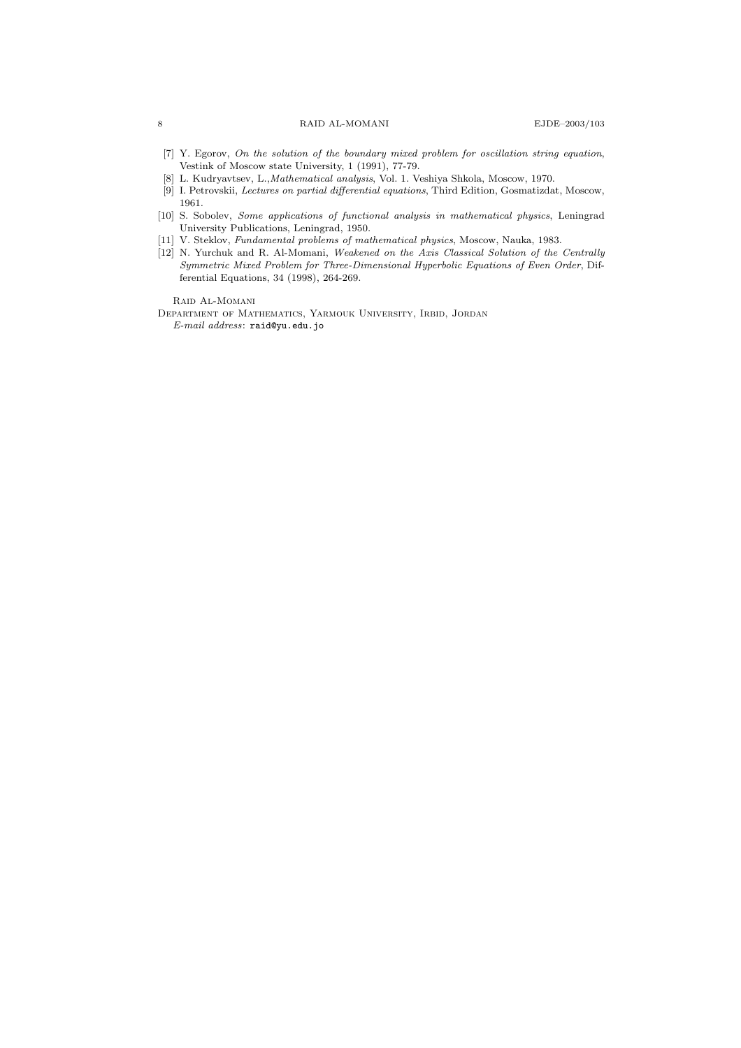[7] Y. Egorov, *On the solution of the boundary mixed problem for oscillation string equation*, Vestink of Moscow state University, 1 (1991), 77-79.

[8] L. Kudryavtsev, L.,*Mathematical analysis*, Vol. 1. Veshiya Shkola, Moscow, 1970.

[9] I. Petrovskii, *Lectures on partial differential equations*, Third Edition, Gosmatizdat, Moscow, 1961.

[10] S. Sobolev, *Some applications of functional analysis in mathematical physics*, Leningrad University Publications, Leningrad, 1950.

[11] V. Steklov, *Fundamental problems of mathematical physics*, Moscow, Nauka, 1983.

[12] N. Yurchuk and R. Al-Momani, *Weakened on the Axis Classical Solution of the Centrally Symmetric Mixed Problem for Three-Dimensional Hyperbolic Equations of Even Order*, Differential Equations, 34 (1998), 264-269.

Raid Al-Momani

Department of Mathematics, Yarmouk University, Irbid, Jordan

*E-mail address*: `raid@yu.edu.jo`